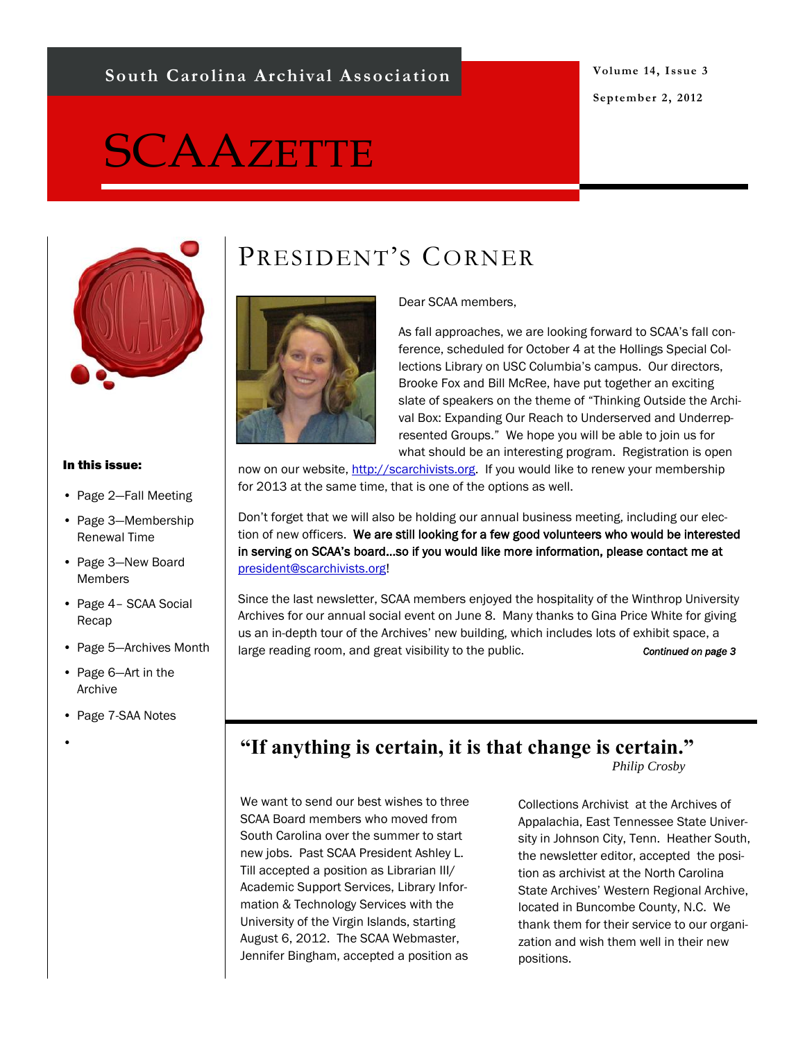South Carolina Archival Association

Volume 14, Issue 3

September 2, 2012

# SCAAZETTE

**In this issue:**

- Page 2—Fall Meeting
- Page 3—Membership Renewal Time
- Page 3—New Board Members
- Page 4– SCAA Social Recap
- Page 5—Archives Month
- Page 6—Art in the Archive
- Page 7-SAA Notes

## PRESIDENT'S CORNER

Dear SCAA members,

As fall approaches, we are looking forward to SCAA's fall conference, scheduled for October 4 at the Hollings Special Collections Library on USC Columbia's campus. Our directors, Brooke Fox and Bill McRee, have put together an exciting slate of speakers on the theme of "Thinking Outside the Archival Box: Expanding Our Reach to Underserved and Underrepresented Groups." We hope you will be able to join us for what should be an interesting program. Registration is open now on our website, http://scarchivists.org. If you would like to renew your membership for 2013 at the same time, that is one of the options as well.

Don't forget that we will also be holding our annual business meeting, including our election of new officers. **We are still looking for a few good volunteers who would be interested in serving on SCAA's board…so if you would like more information, please contact me at** president@scarchivists.org!

Since the last newsletter, SCAA members enjoyed the hospitality of the Winthrop University Archives for our annual social event on June 8. Many thanks to Gina Price White for giving us an in-depth tour of the Archives' new building, which includes lots of exhibit space, a large reading room, and great visibility to the public. ***Continued on page 3***

## "If anything is certain, it is that change is certain."

*Philip Crosby*

We want to send our best wishes to three SCAA Board members who moved from South Carolina over the summer to start new jobs. Past SCAA President Ashley L. Till accepted a position as Librarian III/ Academic Support Services, Library Information & Technology Services with the University of the Virgin Islands, starting August 6, 2012. The SCAA Webmaster, Jennifer Bingham, accepted a position as Collections Archivist at the Archives of Appalachia, East Tennessee State University in Johnson City, Tenn. Heather South, the newsletter editor, accepted the position as archivist at the North Carolina State Archives' Western Regional Archive, located in Buncombe County, N.C. We thank them for their service to our organization and wish them well in their new positions.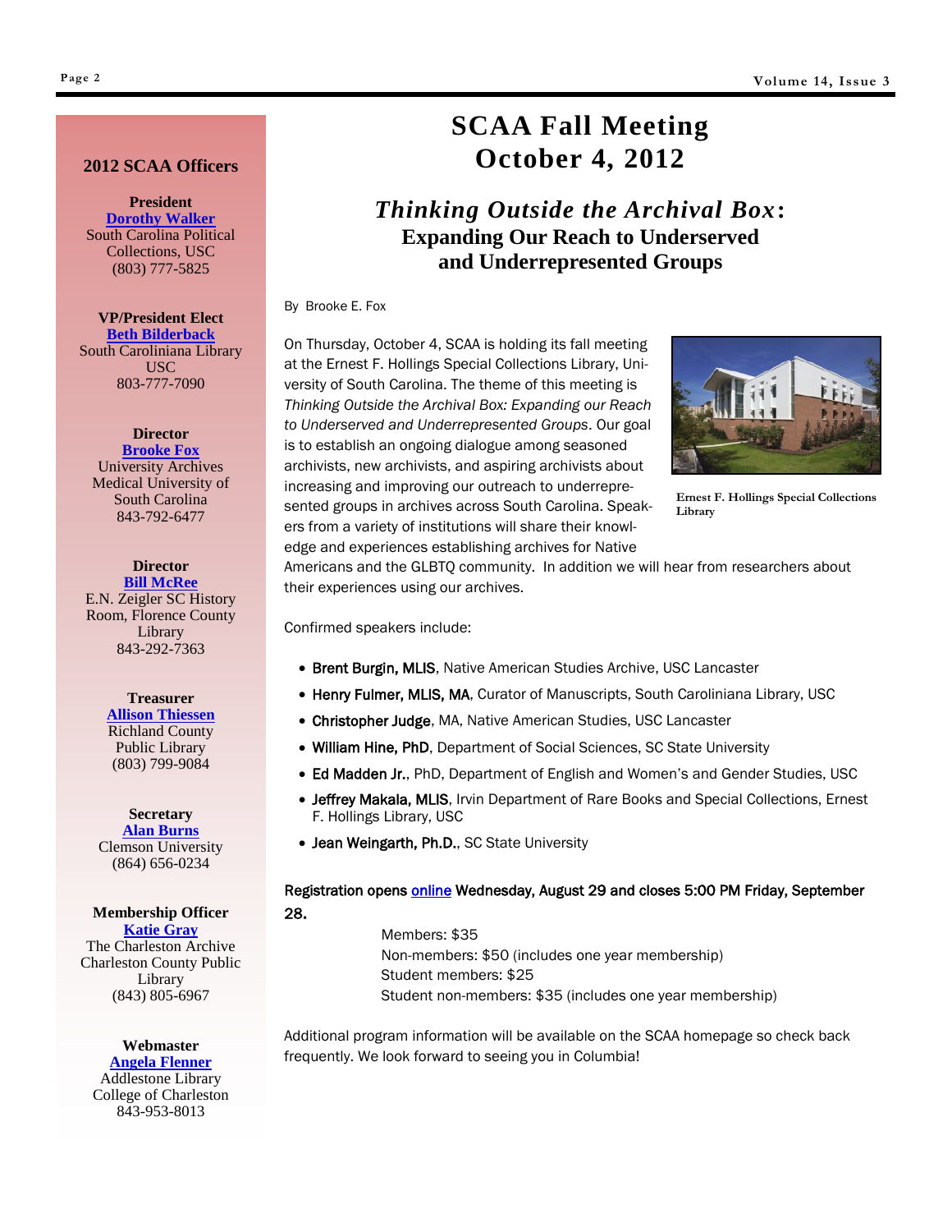## 2012 SCAA Officers

**President**
[Dorothy Walker]
South Carolina Political Collections, USC
(803) 777-5825

**VP/President Elect**
[Beth Bilderback]
South Caroliniana Library USC
803-777-7090

**Director**
[Brooke Fox]
University Archives
Medical University of South Carolina
843-792-6477

**Director**
[Bill McRee]
E.N. Zeigler SC History Room, Florence County Library
843-292-7363

**Treasurer**
[Allison Thiessen]
Richland County Public Library
(803) 799-9084

**Secretary**
[Alan Burns]
Clemson University
(864) 656-0234

**Membership Officer**
[Katie Gray]
The Charleston Archive
Charleston County Public Library
(843) 805-6967

**Webmaster**
[Angela Flenner]
Addlestone Library
College of Charleston
843-953-8013

# SCAA Fall Meeting October 4, 2012

## *Thinking Outside the Archival Box*: Expanding Our Reach to Underserved and Underrepresented Groups

By Brooke E. Fox

On Thursday, October 4, SCAA is holding its fall meeting at the Ernest F. Hollings Special Collections Library, University of South Carolina. The theme of this meeting is *Thinking Outside the Archival Box: Expanding our Reach to Underserved and Underrepresented Groups*. Our goal is to establish an ongoing dialogue among seasoned archivists, new archivists, and aspiring archivists about increasing and improving our outreach to underrepresented groups in archives across South Carolina. Speakers from a variety of institutions will share their knowledge and experiences establishing archives for Native Americans and the GLBTQ community. In addition we will hear from researchers about their experiences using our archives.

Ernest F. Hollings Special Collections Library

Confirmed speakers include:

- **Brent Burgin, MLIS**, Native American Studies Archive, USC Lancaster
- **Henry Fulmer, MLIS, MA**, Curator of Manuscripts, South Caroliniana Library, USC
- **Christopher Judge**, MA, Native American Studies, USC Lancaster
- **William Hine, PhD**, Department of Social Sciences, SC State University
- **Ed Madden Jr.**, PhD, Department of English and Women's and Gender Studies, USC
- **Jeffrey Makala, MLIS**, Irvin Department of Rare Books and Special Collections, Ernest F. Hollings Library, USC
- **Jean Weingarth, Ph.D.**, SC State University

**Registration opens [online] Wednesday, August 29 and closes 5:00 PM Friday, September 28.**

Members: $35
Non-members: $50 (includes one year membership)
Student members: $25
Student non-members: $35 (includes one year membership)

Additional program information will be available on the SCAA homepage so check back frequently. We look forward to seeing you in Columbia!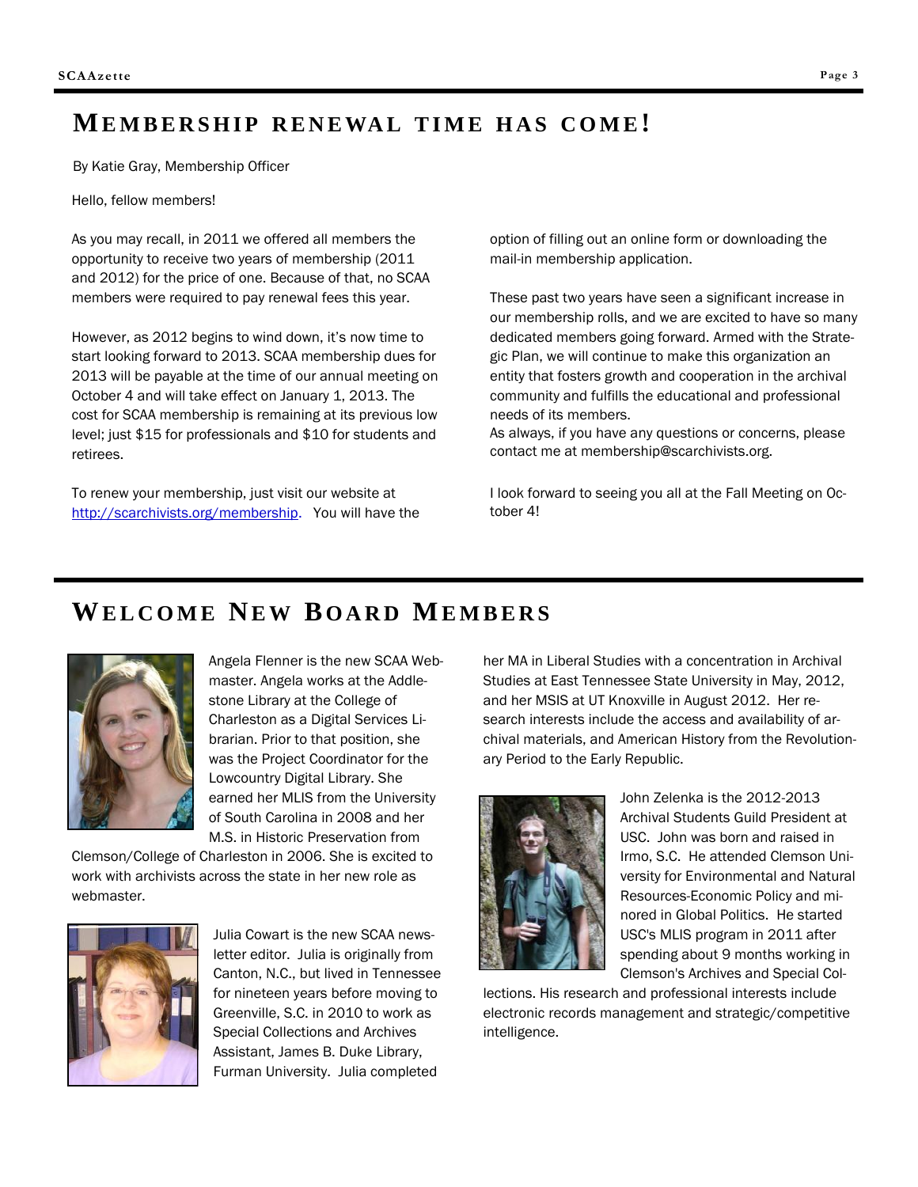## Membership renewal time has come!

By Katie Gray, Membership Officer

Hello, fellow members!

As you may recall, in 2011 we offered all members the opportunity to receive two years of membership (2011 and 2012) for the price of one. Because of that, no SCAA members were required to pay renewal fees this year.

However, as 2012 begins to wind down, it's now time to start looking forward to 2013. SCAA membership dues for 2013 will be payable at the time of our annual meeting on October 4 and will take effect on January 1, 2013. The cost for SCAA membership is remaining at its previous low level; just $15 for professionals and $10 for students and retirees.

To renew your membership, just visit our website at [http://scarchivists.org/membership](http://scarchivists.org/membership). You will have the option of filling out an online form or downloading the mail-in membership application.

These past two years have seen a significant increase in our membership rolls, and we are excited to have so many dedicated members going forward. Armed with the Strategic Plan, we will continue to make this organization an entity that fosters growth and cooperation in the archival community and fulfills the educational and professional needs of its members.

As always, if you have any questions or concerns, please contact me at membership@scarchivists.org.

I look forward to seeing you all at the Fall Meeting on October 4!

## Welcome New Board Members

Angela Flenner is the new SCAA Webmaster. Angela works at the Addlestone Library at the College of Charleston as a Digital Services Librarian. Prior to that position, she was the Project Coordinator for the Lowcountry Digital Library. She earned her MLIS from the University of South Carolina in 2008 and her M.S. in Historic Preservation from Clemson/College of Charleston in 2006. She is excited to work with archivists across the state in her new role as webmaster.

Julia Cowart is the new SCAA newsletter editor. Julia is originally from Canton, N.C., but lived in Tennessee for nineteen years before moving to Greenville, S.C. in 2010 to work as Special Collections and Archives Assistant, James B. Duke Library, Furman University. Julia completed her MA in Liberal Studies with a concentration in Archival Studies at East Tennessee State University in May, 2012, and her MSIS at UT Knoxville in August 2012. Her research interests include the access and availability of archival materials, and American History from the Revolutionary Period to the Early Republic.

John Zelenka is the 2012-2013 Archival Students Guild President at USC. John was born and raised in Irmo, S.C. He attended Clemson University for Environmental and Natural Resources-Economic Policy and minored in Global Politics. He started USC's MLIS program in 2011 after spending about 9 months working in Clemson's Archives and Special Collections. His research and professional interests include electronic records management and strategic/competitive intelligence.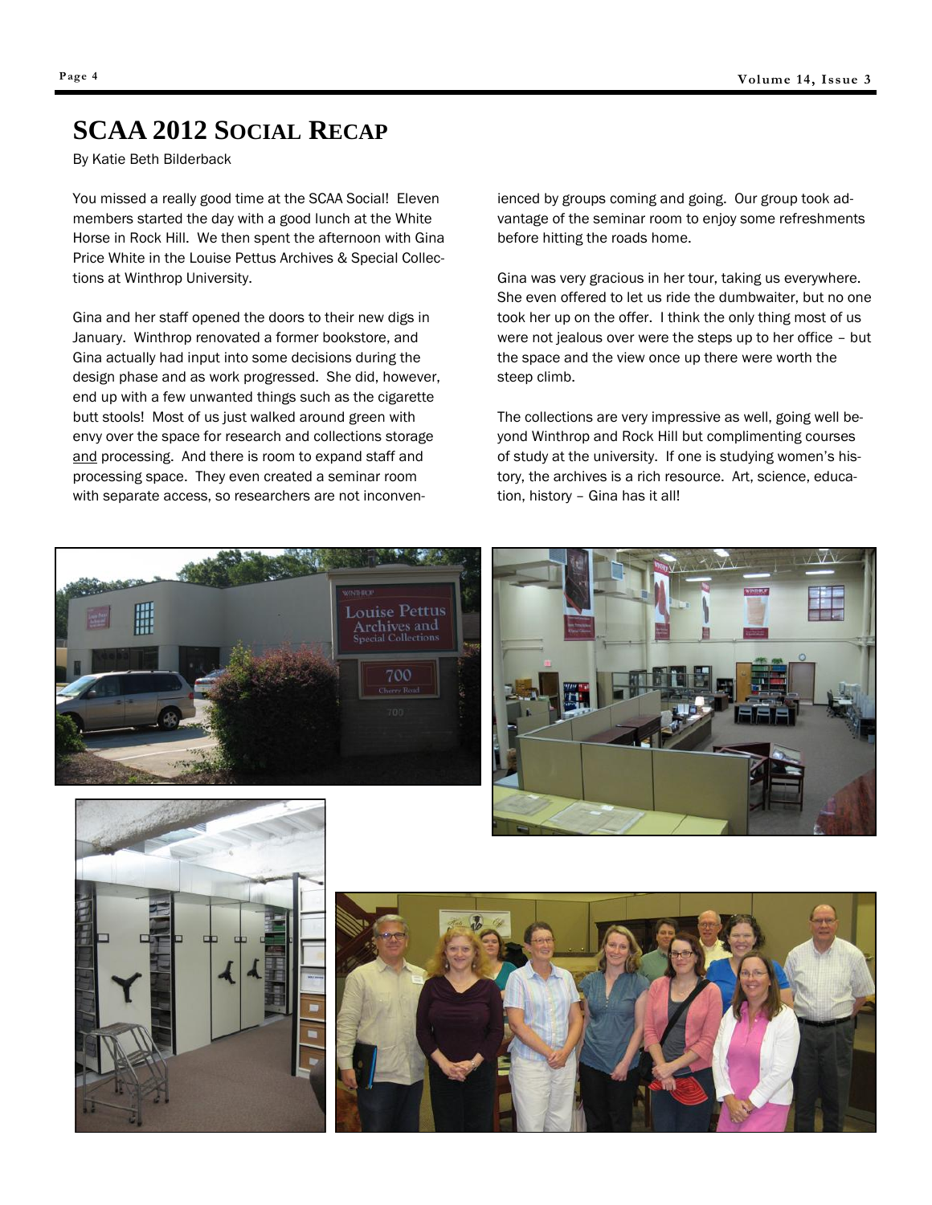# SCAA 2012 Social Recap

By Katie Beth Bilderback

You missed a really good time at the SCAA Social! Eleven members started the day with a good lunch at the White Horse in Rock Hill. We then spent the afternoon with Gina Price White in the Louise Pettus Archives & Special Collections at Winthrop University.

Gina and her staff opened the doors to their new digs in January. Winthrop renovated a former bookstore, and Gina actually had input into some decisions during the design phase and as work progressed. She did, however, end up with a few unwanted things such as the cigarette butt stools! Most of us just walked around green with envy over the space for research and collections storage <u>and</u> processing. And there is room to expand staff and processing space. They even created a seminar room with separate access, so researchers are not inconvenienced by groups coming and going. Our group took advantage of the seminar room to enjoy some refreshments before hitting the roads home.

Gina was very gracious in her tour, taking us everywhere. She even offered to let us ride the dumbwaiter, but no one took her up on the offer. I think the only thing most of us were not jealous over were the steps up to her office – but the space and the view once up there were worth the steep climb.

The collections are very impressive as well, going well beyond Winthrop and Rock Hill but complimenting courses of study at the university. If one is studying women's history, the archives is a rich resource. Art, science, education, history – Gina has it all!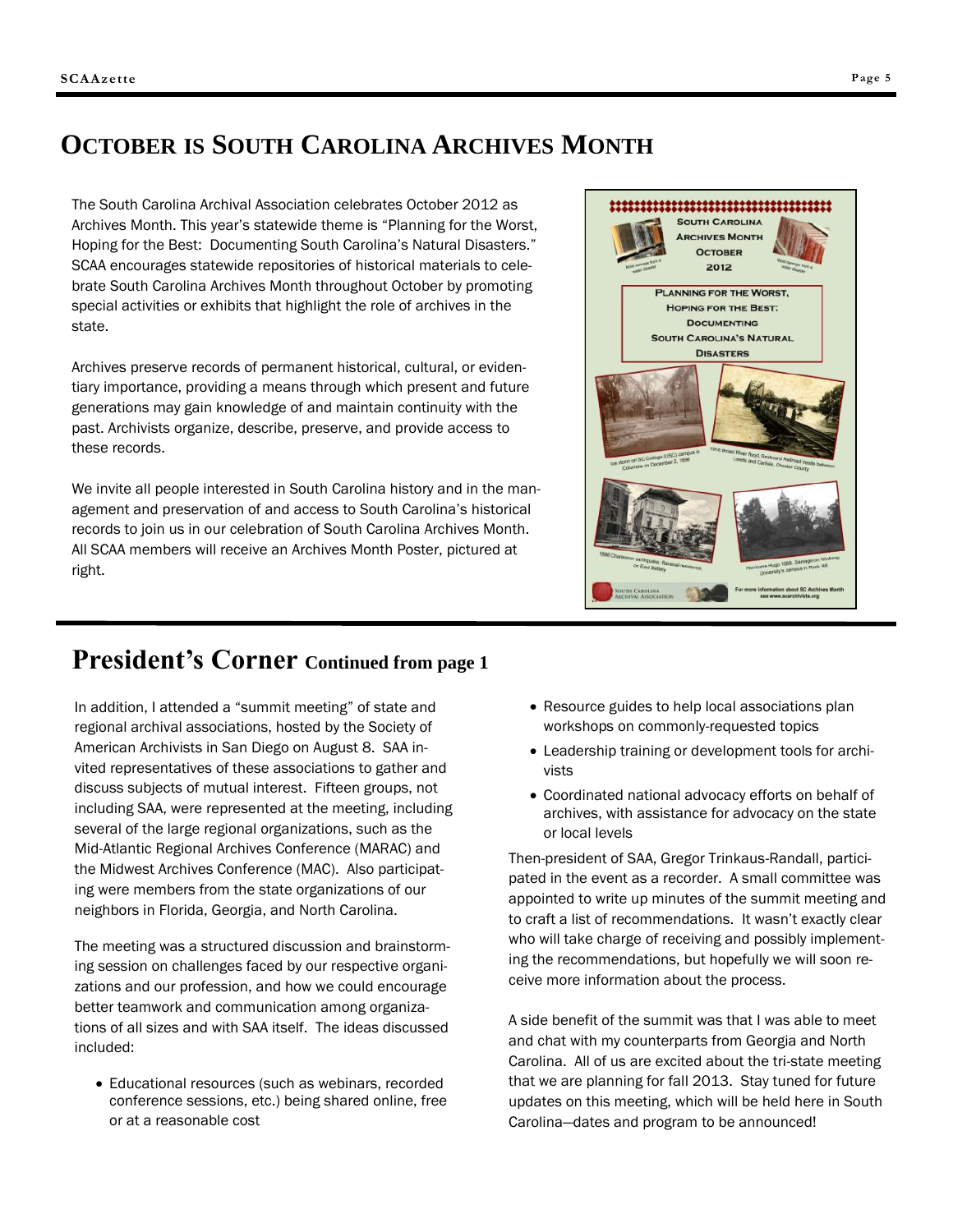## OCTOBER IS SOUTH CAROLINA ARCHIVES MONTH

The South Carolina Archival Association celebrates October 2012 as Archives Month. This year's statewide theme is "Planning for the Worst, Hoping for the Best: Documenting South Carolina's Natural Disasters." SCAA encourages statewide repositories of historical materials to celebrate South Carolina Archives Month throughout October by promoting special activities or exhibits that highlight the role of archives in the state.

Archives preserve records of permanent historical, cultural, or evidentiary importance, providing a means through which present and future generations may gain knowledge of and maintain continuity with the past. Archivists organize, describe, preserve, and provide access to these records.

We invite all people interested in South Carolina history and in the management and preservation of and access to South Carolina's historical records to join us in our celebration of South Carolina Archives Month. All SCAA members will receive an Archives Month Poster, pictured at right.

## President's Corner Continued from page 1

In addition, I attended a "summit meeting" of state and regional archival associations, hosted by the Society of American Archivists in San Diego on August 8. SAA invited representatives of these associations to gather and discuss subjects of mutual interest. Fifteen groups, not including SAA, were represented at the meeting, including several of the large regional organizations, such as the Mid-Atlantic Regional Archives Conference (MARAC) and the Midwest Archives Conference (MAC). Also participating were members from the state organizations of our neighbors in Florida, Georgia, and North Carolina.

The meeting was a structured discussion and brainstorming session on challenges faced by our respective organizations and our profession, and how we could encourage better teamwork and communication among organizations of all sizes and with SAA itself. The ideas discussed included:

- Educational resources (such as webinars, recorded conference sessions, etc.) being shared online, free or at a reasonable cost
- Resource guides to help local associations plan workshops on commonly-requested topics
- Leadership training or development tools for archivists
- Coordinated national advocacy efforts on behalf of archives, with assistance for advocacy on the state or local levels

Then-president of SAA, Gregor Trinkaus-Randall, participated in the event as a recorder. A small committee was appointed to write up minutes of the summit meeting and to craft a list of recommendations. It wasn't exactly clear who will take charge of receiving and possibly implementing the recommendations, but hopefully we will soon receive more information about the process.

A side benefit of the summit was that I was able to meet and chat with my counterparts from Georgia and North Carolina. All of us are excited about the tri-state meeting that we are planning for fall 2013. Stay tuned for future updates on this meeting, which will be held here in South Carolina—dates and program to be announced!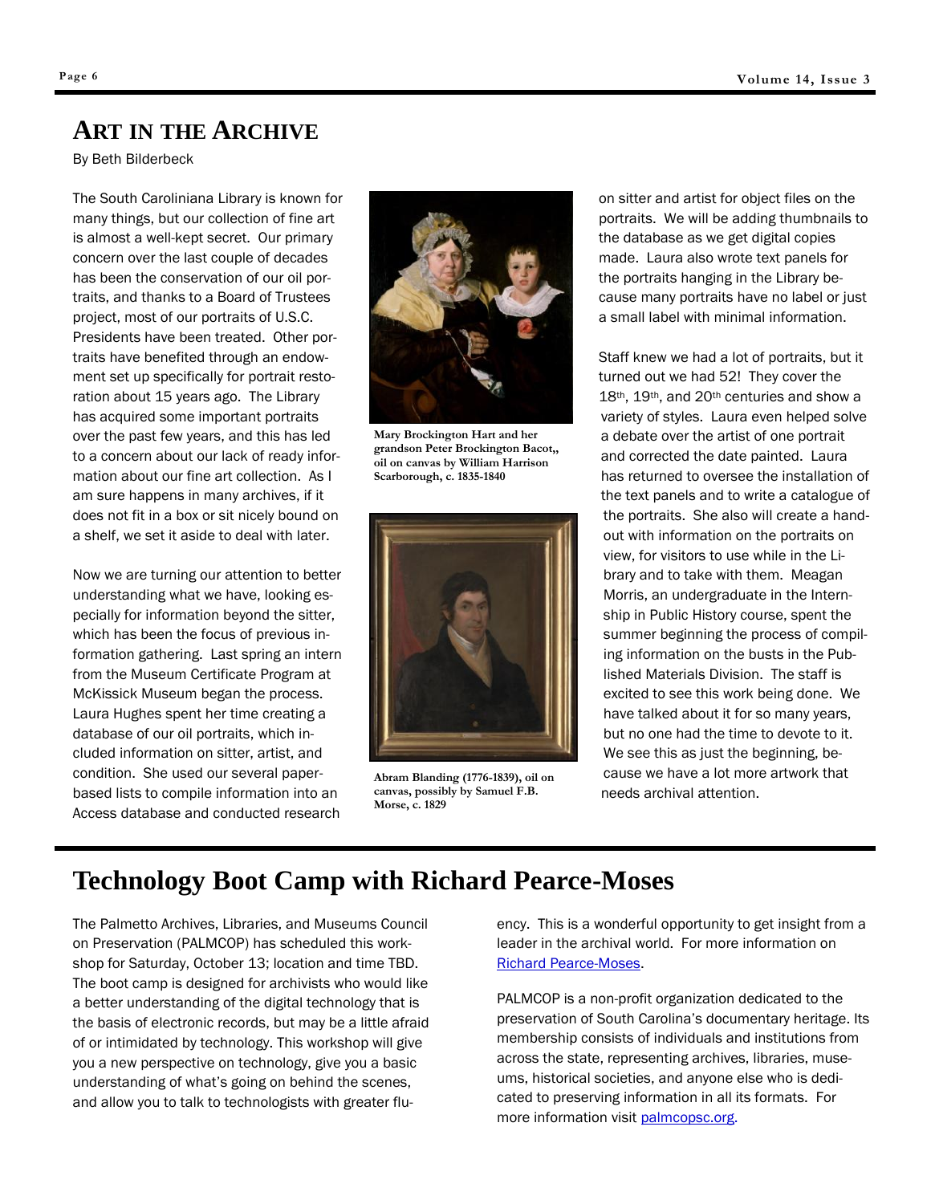## ART IN THE ARCHIVE

By Beth Bilderbeck

The South Caroliniana Library is known for many things, but our collection of fine art is almost a well-kept secret. Our primary concern over the last couple of decades has been the conservation of our oil portraits, and thanks to a Board of Trustees project, most of our portraits of U.S.C. Presidents have been treated. Other portraits have benefited through an endowment set up specifically for portrait restoration about 15 years ago. The Library has acquired some important portraits over the past few years, and this has led to a concern about our lack of ready information about our fine art collection. As I am sure happens in many archives, if it does not fit in a box or sit nicely bound on a shelf, we set it aside to deal with later.

Now we are turning our attention to better understanding what we have, looking especially for information beyond the sitter, which has been the focus of previous information gathering. Last spring an intern from the Museum Certificate Program at McKissick Museum began the process. Laura Hughes spent her time creating a database of our oil portraits, which included information on sitter, artist, and condition. She used our several paper-based lists to compile information into an Access database and conducted research on sitter and artist for object files on the portraits. We will be adding thumbnails to the database as we get digital copies made. Laura also wrote text panels for the portraits hanging in the Library because many portraits have no label or just a small label with minimal information.

**Mary Brockington Hart and her grandson Peter Brockington Bacot,, oil on canvas by William Harrison Scarborough, c. 1835-1840**

**Abram Blanding (1776-1839), oil on canvas, possibly by Samuel F.B. Morse, c. 1829**

Staff knew we had a lot of portraits, but it turned out we had 52! They cover the 18th, 19th, and 20th centuries and show a variety of styles. Laura even helped solve a debate over the artist of one portrait and corrected the date painted. Laura has returned to oversee the installation of the text panels and to write a catalogue of the portraits. She also will create a handout with information on the portraits on view, for visitors to use while in the Library and to take with them. Meagan Morris, an undergraduate in the Internship in Public History course, spent the summer beginning the process of compiling information on the busts in the Published Materials Division. The staff is excited to see this work being done. We have talked about it for so many years, but no one had the time to devote to it. We see this as just the beginning, because we have a lot more artwork that needs archival attention.

## Technology Boot Camp with Richard Pearce-Moses

The Palmetto Archives, Libraries, and Museums Council on Preservation (PALMCOP) has scheduled this workshop for Saturday, October 13; location and time TBD. The boot camp is designed for archivists who would like a better understanding of the digital technology that is the basis of electronic records, but may be a little afraid of or intimidated by technology. This workshop will give you a new perspective on technology, give you a basic understanding of what's going on behind the scenes, and allow you to talk to technologists with greater fluency. This is a wonderful opportunity to get insight from a leader in the archival world. For more information on Richard Pearce-Moses.

PALMCOP is a non-profit organization dedicated to the preservation of South Carolina's documentary heritage. Its membership consists of individuals and institutions from across the state, representing archives, libraries, museums, historical societies, and anyone else who is dedicated to preserving information in all its formats. For more information visit palmcopsc.org.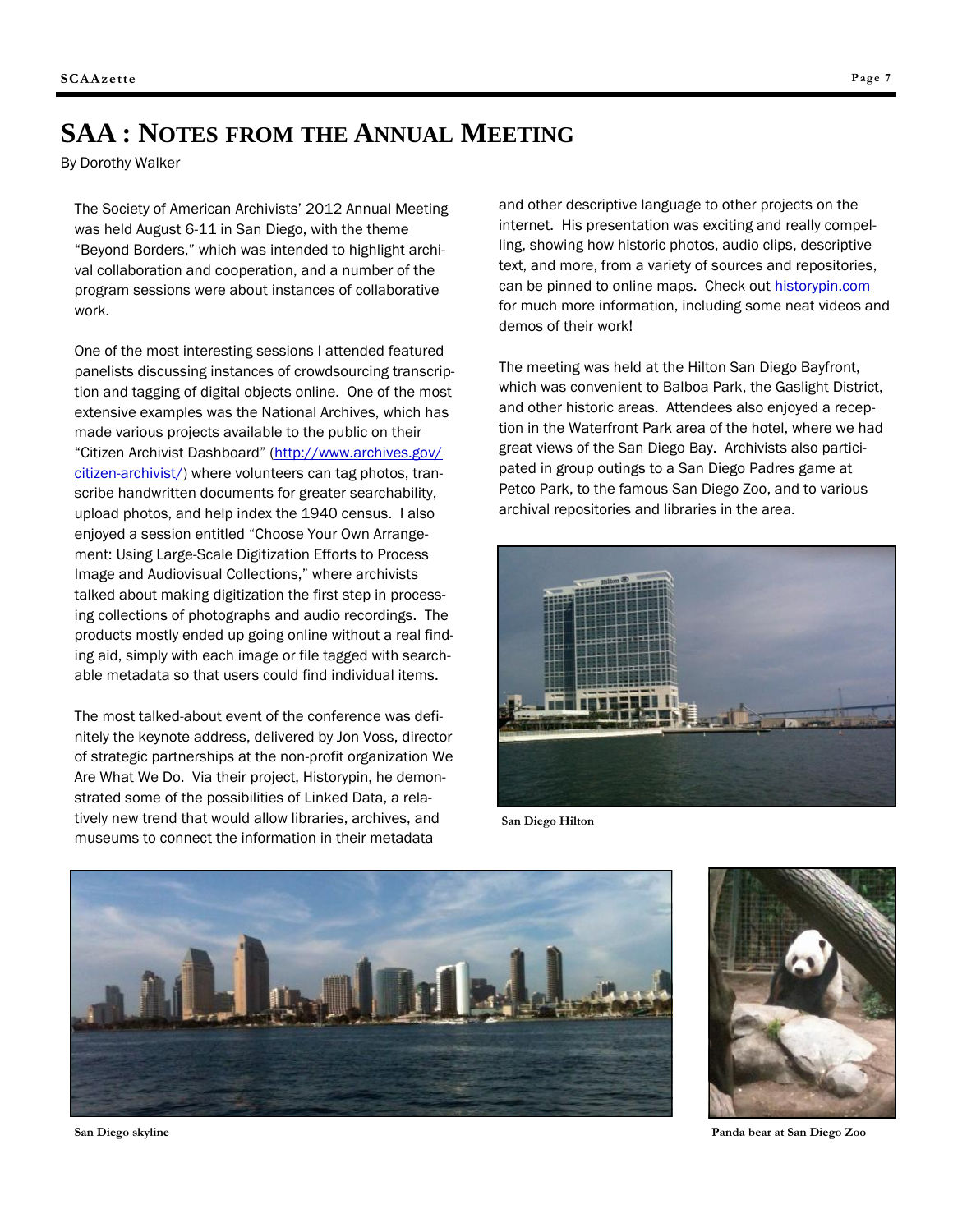# SAA : Notes from the Annual Meeting

By Dorothy Walker

The Society of American Archivists' 2012 Annual Meeting was held August 6-11 in San Diego, with the theme "Beyond Borders," which was intended to highlight archival collaboration and cooperation, and a number of the program sessions were about instances of collaborative work.

One of the most interesting sessions I attended featured panelists discussing instances of crowdsourcing transcription and tagging of digital objects online. One of the most extensive examples was the National Archives, which has made various projects available to the public on their "Citizen Archivist Dashboard" (http://www.archives.gov/citizen-archivist/) where volunteers can tag photos, transcribe handwritten documents for greater searchability, upload photos, and help index the 1940 census. I also enjoyed a session entitled "Choose Your Own Arrangement: Using Large-Scale Digitization Efforts to Process Image and Audiovisual Collections," where archivists talked about making digitization the first step in processing collections of photographs and audio recordings. The products mostly ended up going online without a real finding aid, simply with each image or file tagged with searchable metadata so that users could find individual items.

The most talked-about event of the conference was definitely the keynote address, delivered by Jon Voss, director of strategic partnerships at the non-profit organization We Are What We Do. Via their project, Historypin, he demonstrated some of the possibilities of Linked Data, a relatively new trend that would allow libraries, archives, and museums to connect the information in their metadata and other descriptive language to other projects on the internet. His presentation was exciting and really compelling, showing how historic photos, audio clips, descriptive text, and more, from a variety of sources and repositories, can be pinned to online maps. Check out historypin.com for much more information, including some neat videos and demos of their work!

The meeting was held at the Hilton San Diego Bayfront, which was convenient to Balboa Park, the Gaslight District, and other historic areas. Attendees also enjoyed a reception in the Waterfront Park area of the hotel, where we had great views of the San Diego Bay. Archivists also participated in group outings to a San Diego Padres game at Petco Park, to the famous San Diego Zoo, and to various archival repositories and libraries in the area.

**San Diego Hilton**

**San Diego skyline**

**Panda bear at San Diego Zoo**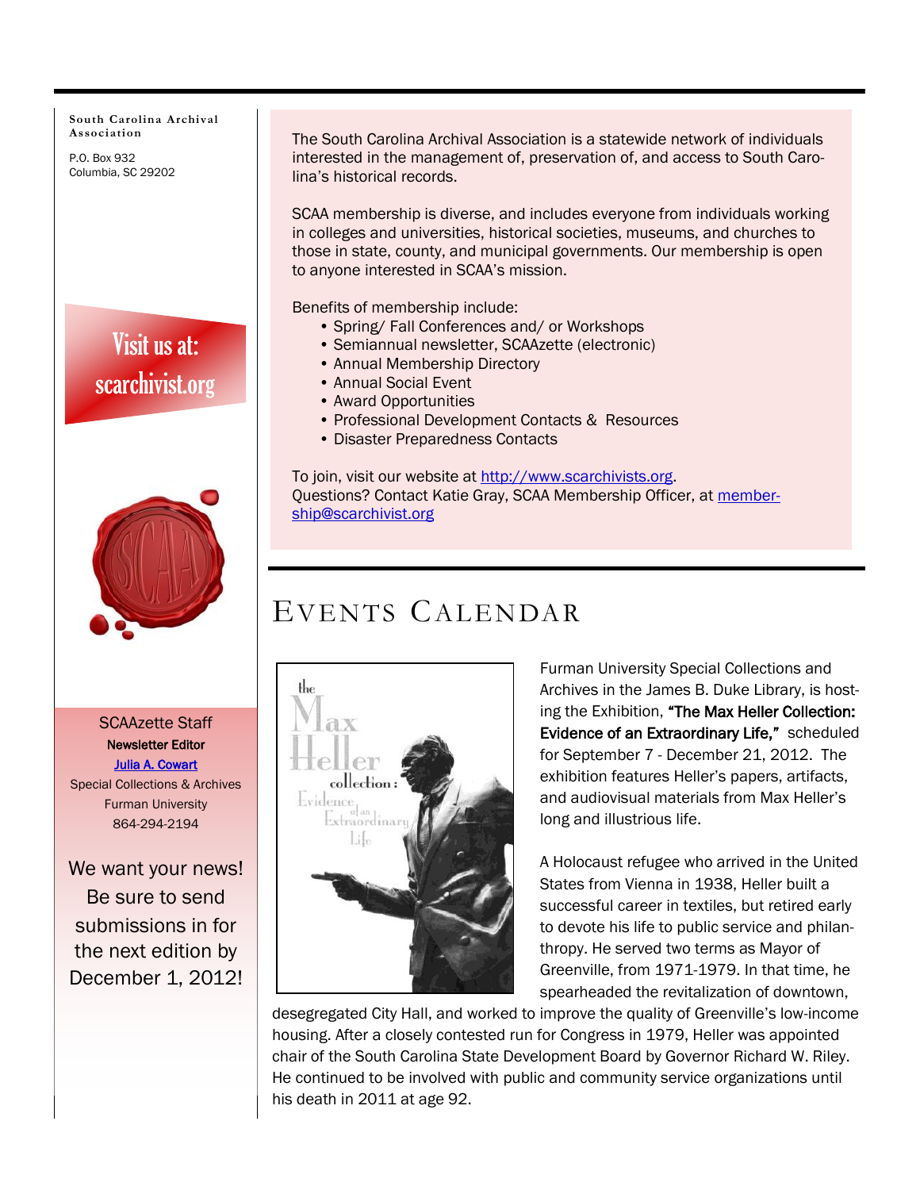**South Carolina Archival Association**

P.O. Box 932
Columbia, SC 29202

Visit us at:
scarchivist.org

SCAAzette Staff

**Newsletter Editor**

**[Julia A. Cowart](Julia A. Cowart)**

Special Collections & Archives
Furman University
864-294-2194

We want your news! Be sure to send submissions in for the next edition by December 1, 2012!

The South Carolina Archival Association is a statewide network of individuals interested in the management of, preservation of, and access to South Carolina's historical records.

SCAA membership is diverse, and includes everyone from individuals working in colleges and universities, historical societies, museums, and churches to those in state, county, and municipal governments. Our membership is open to anyone interested in SCAA's mission.

Benefits of membership include:

- Spring/ Fall Conferences and/ or Workshops
- Semiannual newsletter, SCAAzette (electronic)
- Annual Membership Directory
- Annual Social Event
- Award Opportunities
- Professional Development Contacts & Resources
- Disaster Preparedness Contacts

To join, visit our website at http://www.scarchivists.org.
Questions? Contact Katie Gray, SCAA Membership Officer, at membership@scarchivist.org

# Events Calendar

Furman University Special Collections and Archives in the James B. Duke Library, is hosting the Exhibition, **"The Max Heller Collection: Evidence of an Extraordinary Life,"** scheduled for September 7 - December 21, 2012. The exhibition features Heller's papers, artifacts, and audiovisual materials from Max Heller's long and illustrious life.

A Holocaust refugee who arrived in the United States from Vienna in 1938, Heller built a successful career in textiles, but retired early to devote his life to public service and philanthropy. He served two terms as Mayor of Greenville, from 1971-1979. In that time, he spearheaded the revitalization of downtown, desegregated City Hall, and worked to improve the quality of Greenville's low-income housing. After a closely contested run for Congress in 1979, Heller was appointed chair of the South Carolina State Development Board by Governor Richard W. Riley. He continued to be involved with public and community service organizations until his death in 2011 at age 92.